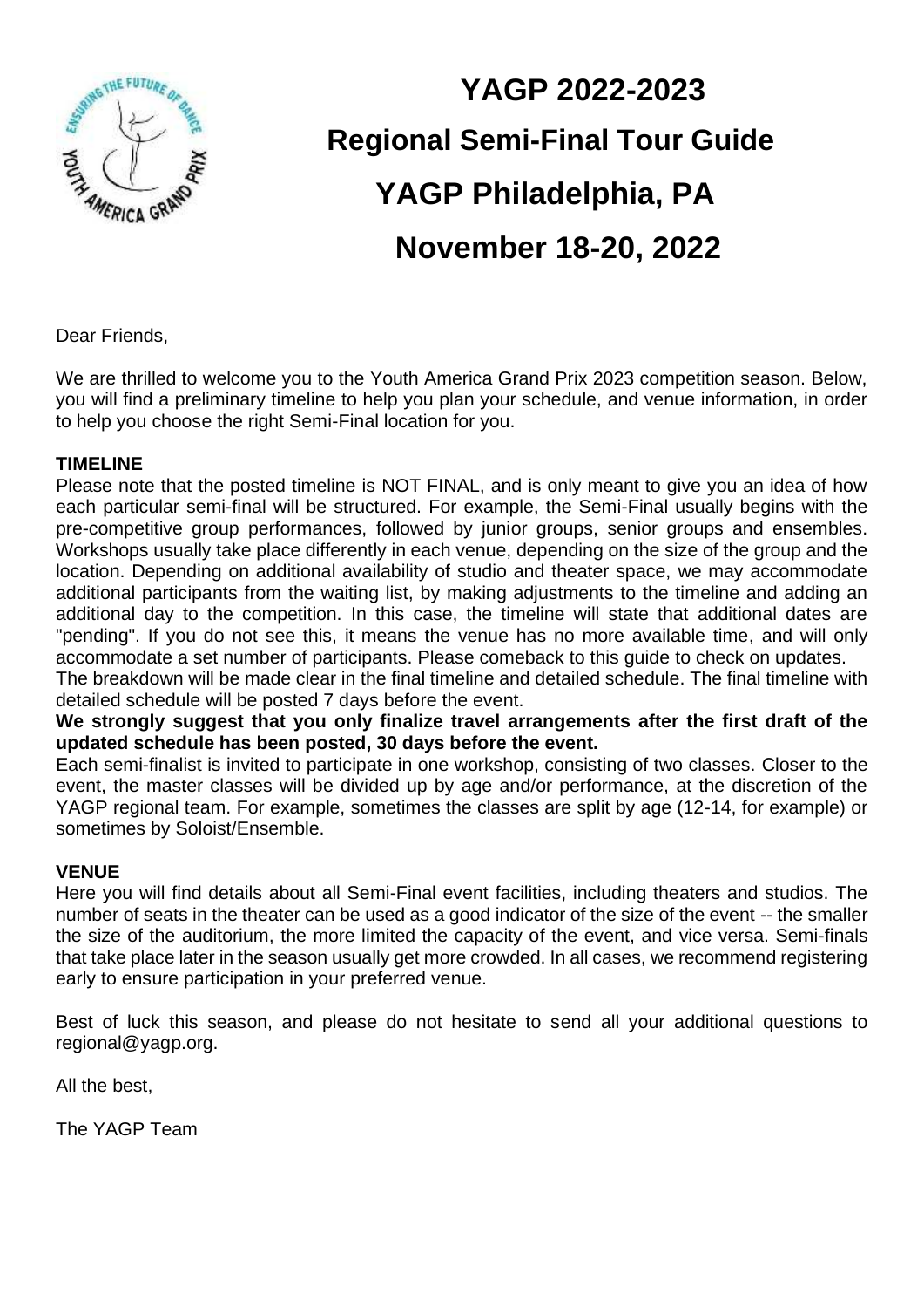# YAGP 2022-2023

## Regional Semi-Final Tour Guide

## YAGP Philadelphia, PA

## November 18-20, 2022

Dear Friends,

We are thrilled to welcome you to the Youth America Grand Prix 2023 competition season. Below, you will find a preliminary timeline to help you plan your schedule, and venue information, in order to help you choose the right Semi-Final location for you.

**TIMELINE**

Please note that the posted timeline is NOT FINAL, and is only meant to give you an idea of how each particular semi-final will be structured. For example, the Semi-Final usually begins with the pre-competitive group performances, followed by junior groups, senior groups and ensembles. Workshops usually take place differently in each venue, depending on the size of the group and the location. Depending on additional availability of studio and theater space, we may accommodate additional participants from the waiting list, by making adjustments to the timeline and adding an additional day to the competition. In this case, the timeline will state that additional dates are "pending". If you do not see this, it means the venue has no more available time, and will only accommodate a set number of participants. Please comeback to this guide to check on updates.

The breakdown will be made clear in the final timeline and detailed schedule. The final timeline with detailed schedule will be posted 7 days before the event.

**We strongly suggest that you only finalize travel arrangements after the first draft of the updated schedule has been posted, 30 days before the event.**

Each semi-finalist is invited to participate in one workshop, consisting of two classes. Closer to the event, the master classes will be divided up by age and/or performance, at the discretion of the YAGP regional team. For example, sometimes the classes are split by age (12-14, for example) or sometimes by Soloist/Ensemble.

**VENUE**

Here you will find details about all Semi-Final event facilities, including theaters and studios. The number of seats in the theater can be used as a good indicator of the size of the event -- the smaller the size of the auditorium, the more limited the capacity of the event, and vice versa. Semi-finals that take place later in the season usually get more crowded. In all cases, we recommend registering early to ensure participation in your preferred venue.

Best of luck this season, and please do not hesitate to send all your additional questions to regional@yagp.org.

All the best,

The YAGP Team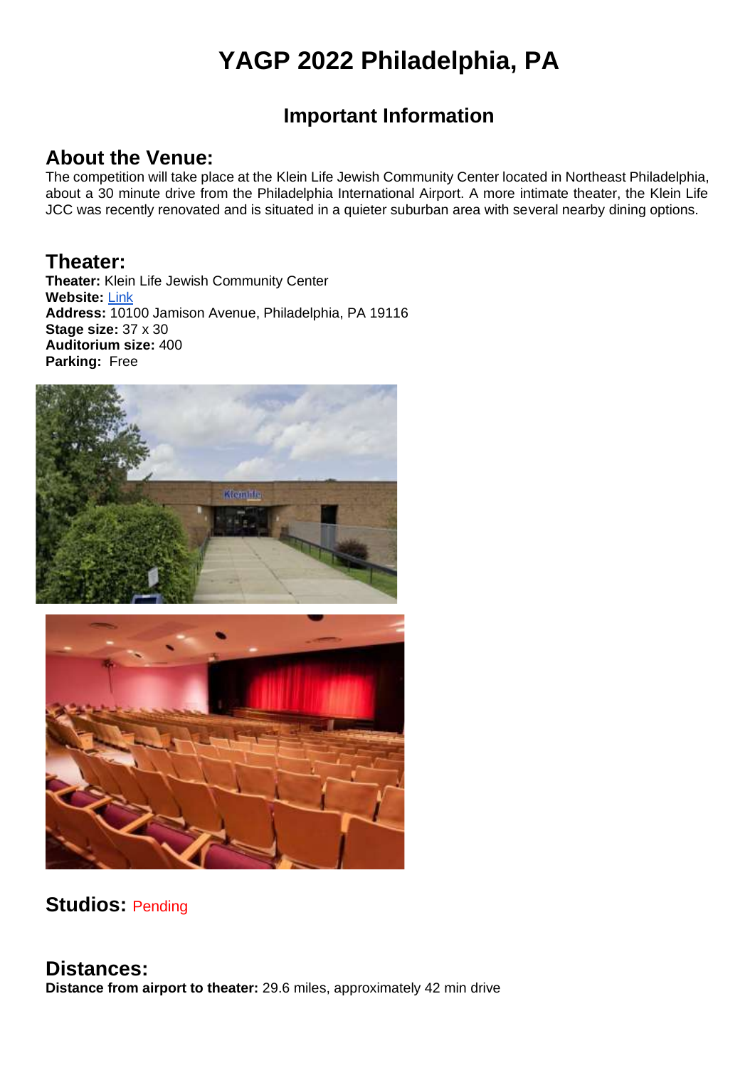# YAGP 2022 Philadelphia, PA

## Important Information

### About the Venue:

The competition will take place at the Klein Life Jewish Community Center located in Northeast Philadelphia, about a 30 minute drive from the Philadelphia International Airport. A more intimate theater, the Klein Life JCC was recently renovated and is situated in a quieter suburban area with several nearby dining options.

### Theater:

**Theater:** Klein Life Jewish Community Center
**Website:** Link
**Address:** 10100 Jamison Avenue, Philadelphia, PA 19116
**Stage size:** 37 x 30
**Auditorium size:** 400
**Parking:** Free

### Studios: Pending

### Distances:

**Distance from airport to theater:** 29.6 miles, approximately 42 min drive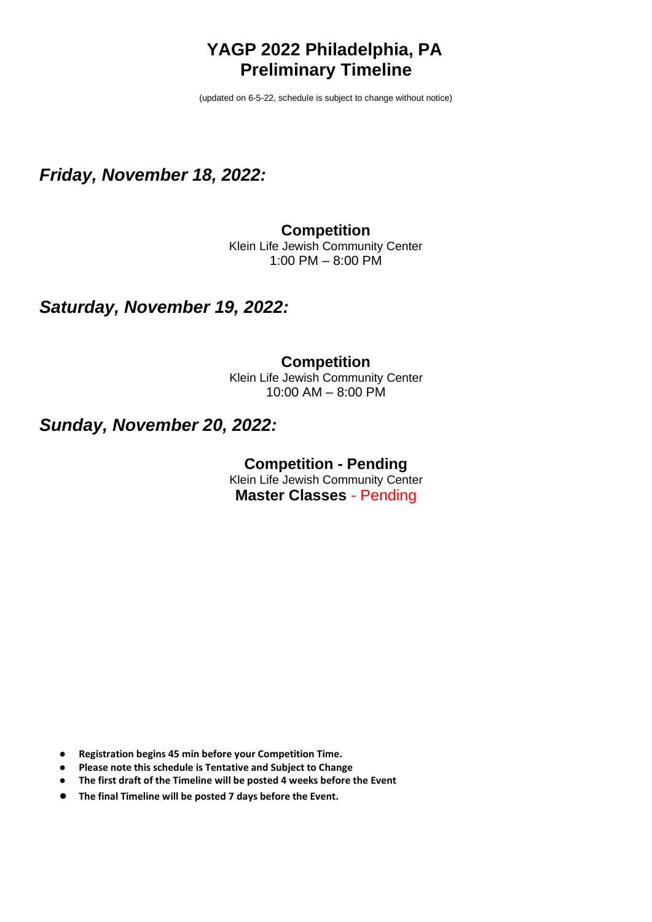# YAGP 2022 Philadelphia, PA
# Preliminary Timeline

(updated on 6-5-22, schedule is subject to change without notice)

## *Friday, November 18, 2022:*

**Competition**
Klein Life Jewish Community Center
1:00 PM – 8:00 PM

## *Saturday, November 19, 2022:*

**Competition**
Klein Life Jewish Community Center
10:00 AM – 8:00 PM

## *Sunday, November 20, 2022:*

**Competition - Pending**
Klein Life Jewish Community Center
**Master Classes** - Pending

- **Registration begins 45 min before your Competition Time.**
- **Please note this schedule is Tentative and Subject to Change**
- **The first draft of the Timeline will be posted 4 weeks before the Event**
- **The final Timeline will be posted 7 days before the Event.**